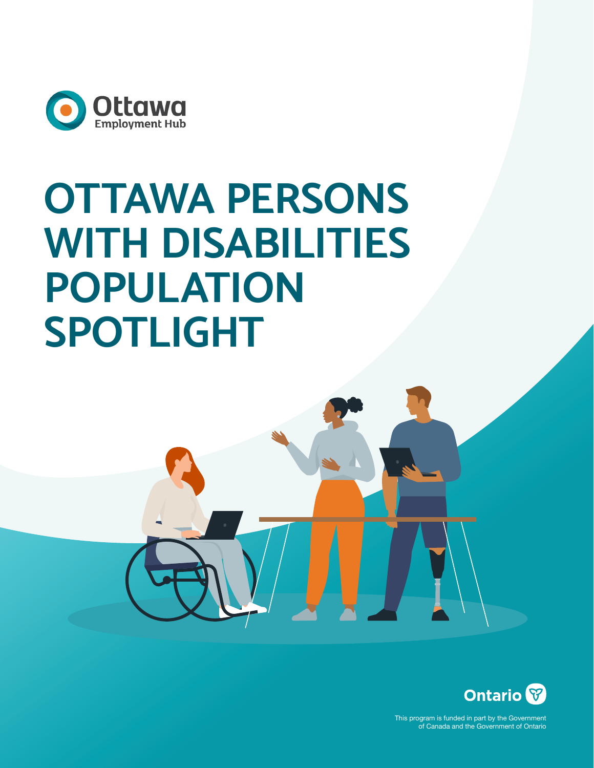Ottawa Employment Hub

# OTTAWA PERSONS WITH DISABILITIES POPULATION SPOTLIGHT

Ontario

This program is funded in part by the Government of Canada and the Government of Ontario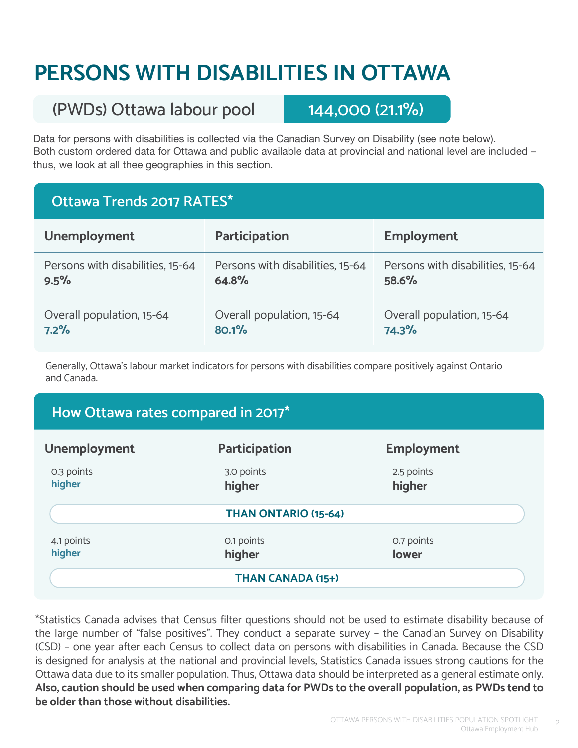# PERSONS WITH DISABILITIES IN OTTAWA

| (PWDs) Ottawa labour pool | 144,000 (21.1%) |
| --- | --- |

Data for persons with disabilities is collected via the Canadian Survey on Disability (see note below). Both custom ordered data for Ottawa and public available data at provincial and national level are included – thus, we look at all thee geographies in this section.

## Ottawa Trends 2017 RATES*

| Unemployment | Participation | Employment |
| --- | --- | --- |
| Persons with disabilities, 15-64 **9.5%** | Persons with disabilities, 15-64 **64.8%** | Persons with disabilities, 15-64 **58.6%** |
| Overall population, 15-64 **7.2%** | Overall population, 15-64 **80.1%** | Overall population, 15-64 **74.3%** |

Generally, Ottawa's labour market indicators for persons with disabilities compare positively against Ontario and Canada.

## How Ottawa rates compared in 2017*

| Unemployment | Participation | Employment | |
| --- | --- | --- | --- |
| 0.3 points **higher** | 3.0 points **higher** | 2.5 points **higher** | **THAN ONTARIO (15-64)** |
| 4.1 points **higher** | 0.1 points **higher** | 0.7 points **lower** | **THAN CANADA (15+)** |

*Statistics Canada advises that Census filter questions should not be used to estimate disability because of the large number of "false positives". They conduct a separate survey – the Canadian Survey on Disability (CSD) – one year after each Census to collect data on persons with disabilities in Canada. Because the CSD is designed for analysis at the national and provincial levels, Statistics Canada issues strong cautions for the Ottawa data due to its smaller population. Thus, Ottawa data should be interpreted as a general estimate only. **Also, caution should be used when comparing data for PWDs to the overall population, as PWDs tend to be older than those without disabilities.**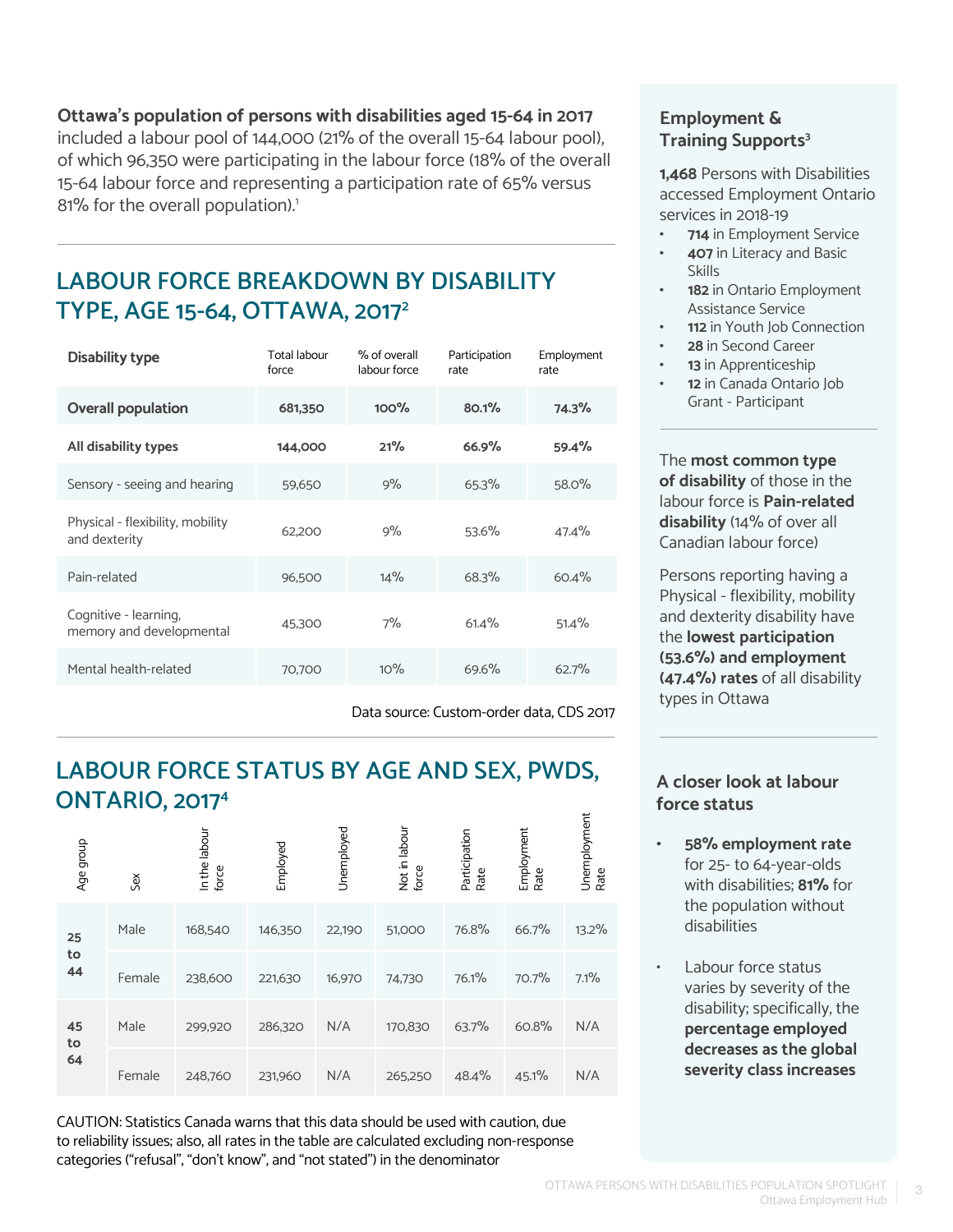**Ottawa's population of persons with disabilities aged 15-64 in 2017** included a labour pool of 144,000 (21% of the overall 15-64 labour pool), of which 96,350 were participating in the labour force (18% of the overall 15-64 labour force and representing a participation rate of 65% versus 81% for the overall population).[1]

## LABOUR FORCE BREAKDOWN BY DISABILITY TYPE, AGE 15-64, OTTAWA, 2017[2]

| Disability type | Total labour force | % of overall labour force | Participation rate | Employment rate |
|---|---|---|---|---|
| **Overall population** | **681,350** | **100%** | **80.1%** | **74.3%** |
| **All disability types** | **144,000** | **21%** | **66.9%** | **59.4%** |
| Sensory - seeing and hearing | 59,650 | 9% | 65.3% | 58.0% |
| Physical - flexibility, mobility and dexterity | 62,200 | 9% | 53.6% | 47.4% |
| Pain-related | 96,500 | 14% | 68.3% | 60.4% |
| Cognitive - learning, memory and developmental | 45,300 | 7% | 61.4% | 51.4% |
| Mental health-related | 70,700 | 10% | 69.6% | 62.7% |

Data source: Custom-order data, CDS 2017

## LABOUR FORCE STATUS BY AGE AND SEX, PWDS, ONTARIO, 2017[4]

| Age group | Sex | In the labour force | Employed | Unemployed | Not in labour force | Participation Rate | Employment Rate | Unemployment Rate |
|---|---|---|---|---|---|---|---|---|
| **25 to 44** | Male | 168,540 | 146,350 | 22,190 | 51,000 | 76.8% | 66.7% | 13.2% |
| | Female | 238,600 | 221,630 | 16,970 | 74,730 | 76.1% | 70.7% | 7.1% |
| **45 to 64** | Male | 299,920 | 286,320 | N/A | 170,830 | 63.7% | 60.8% | N/A |
| | Female | 248,760 | 231,960 | N/A | 265,250 | 48.4% | 45.1% | N/A |

CAUTION: Statistics Canada warns that this data should be used with caution, due to reliability issues; also, all rates in the table are calculated excluding non-response categories ("refusal", "don't know", and "not stated") in the denominator

### Employment & Training Supports[3]

**1,468** Persons with Disabilities accessed Employment Ontario services in 2018-19

- **714** in Employment Service
- **407** in Literacy and Basic Skills
- **182** in Ontario Employment Assistance Service
- **112** in Youth Job Connection
- **28** in Second Career
- **13** in Apprenticeship
- **12** in Canada Ontario Job Grant - Participant

The **most common type of disability** of those in the labour force is **Pain-related disability** (14% of over all Canadian labour force)

Persons reporting having a Physical - flexibility, mobility and dexterity disability have the **lowest participation (53.6%) and employment (47.4%) rates** of all disability types in Ottawa

### A closer look at labour force status

- **58% employment rate** for 25- to 64-year-olds with disabilities; **81%** for the population without disabilities
- Labour force status varies by severity of the disability; specifically, the **percentage employed decreases as the global severity class increases**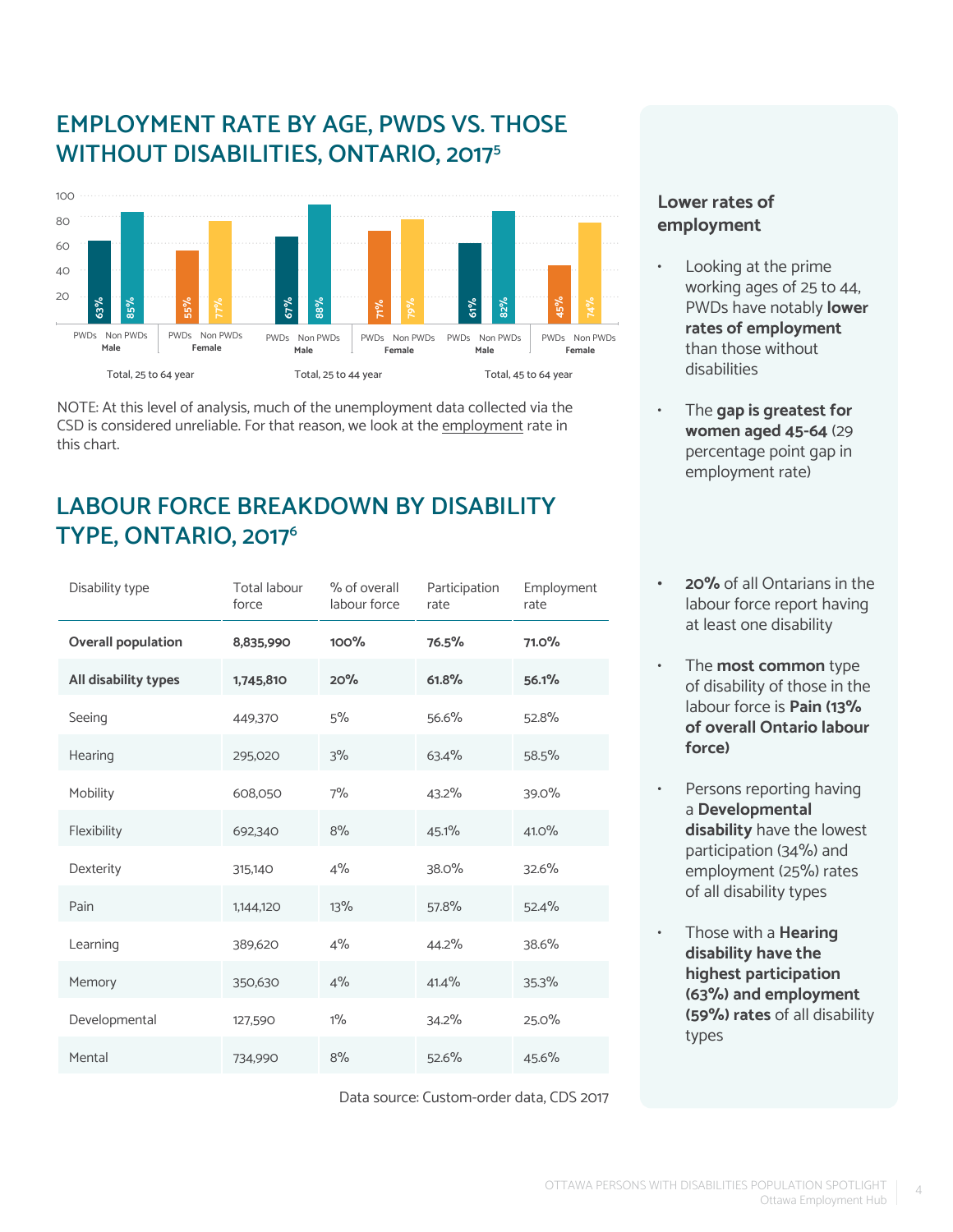## EMPLOYMENT RATE BY AGE, PWDS VS. THOSE WITHOUT DISABILITIES, ONTARIO, 2017[5]

| | PWDs Male | Non PWDs Male | PWDs Female | Non PWDs Female |
|---|---|---|---|---|
| Total, 25 to 64 year | 63% | 85% | 55% | 77% |
| Total, 25 to 44 year | 67% | 88% | 71% | 79% |
| Total, 45 to 64 year | 61% | 82% | 45% | 74% |

NOTE: At this level of analysis, much of the unemployment data collected via the CSD is considered unreliable. For that reason, we look at the employment rate in this chart.

## LABOUR FORCE BREAKDOWN BY DISABILITY TYPE, ONTARIO, 2017[6]

| Disability type | Total labour force | % of overall labour force | Participation rate | Employment rate |
|---|---|---|---|---|
| **Overall population** | **8,835,990** | **100%** | **76.5%** | **71.0%** |
| **All disability types** | **1,745,810** | **20%** | **61.8%** | **56.1%** |
| Seeing | 449,370 | 5% | 56.6% | 52.8% |
| Hearing | 295,020 | 3% | 63.4% | 58.5% |
| Mobility | 608,050 | 7% | 43.2% | 39.0% |
| Flexibility | 692,340 | 8% | 45.1% | 41.0% |
| Dexterity | 315,140 | 4% | 38.0% | 32.6% |
| Pain | 1,144,120 | 13% | 57.8% | 52.4% |
| Learning | 389,620 | 4% | 44.2% | 38.6% |
| Memory | 350,630 | 4% | 41.4% | 35.3% |
| Developmental | 127,590 | 1% | 34.2% | 25.0% |
| Mental | 734,990 | 8% | 52.6% | 45.6% |

Data source: Custom-order data, CDS 2017

### Lower rates of employment

- Looking at the prime working ages of 25 to 44, PWDs have notably **lower rates of employment** than those without disabilities
- The **gap is greatest for women aged 45-64** (29 percentage point gap in employment rate)

- **20%** of all Ontarians in the labour force report having at least one disability
- The **most common** type of disability of those in the labour force is **Pain (13% of overall Ontario labour force)**
- Persons reporting having a **Developmental disability** have the lowest participation (34%) and employment (25%) rates of all disability types
- Those with a **Hearing disability have the highest participation (63%) and employment (59%) rates** of all disability types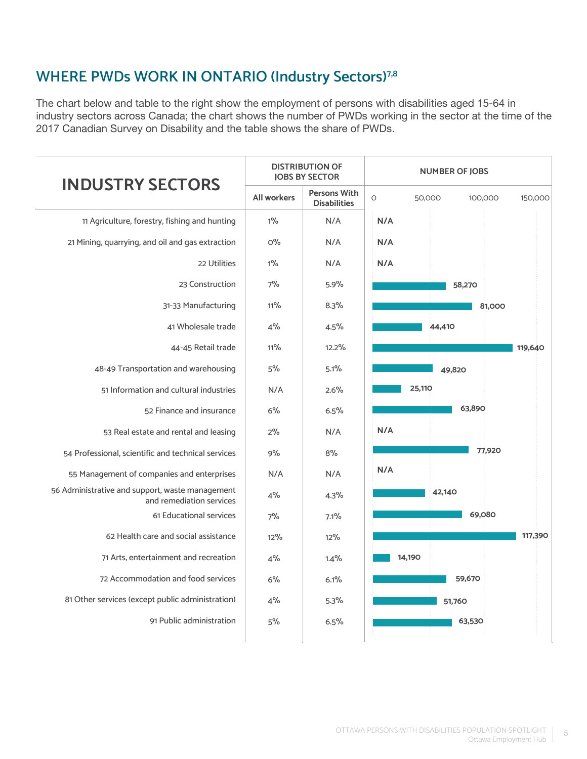## WHERE PWDs WORK IN ONTARIO (Industry Sectors)[7,8]

The chart below and table to the right show the employment of persons with disabilities aged 15-64 in industry sectors across Canada; the chart shows the number of PWDs working in the sector at the time of the 2017 Canadian Survey on Disability and the table shows the share of PWDs.

| INDUSTRY SECTORS | DISTRIBUTION OF JOBS BY SECTOR | | NUMBER OF JOBS |
|---|---|---|---|
| | All workers | Persons With Disabilities | |
| 11 Agriculture, forestry, fishing and hunting | 1% | N/A | N/A |
| 21 Mining, quarrying, and oil and gas extraction | 0% | N/A | N/A |
| 22 Utilities | 1% | N/A | N/A |
| 23 Construction | 7% | 5.9% | 58,270 |
| 31-33 Manufacturing | 11% | 8.3% | 81,000 |
| 41 Wholesale trade | 4% | 4.5% | 44,410 |
| 44-45 Retail trade | 11% | 12.2% | 119,640 |
| 48-49 Transportation and warehousing | 5% | 5.1% | 49,820 |
| 51 Information and cultural industries | N/A | 2.6% | 25,110 |
| 52 Finance and insurance | 6% | 6.5% | 63,890 |
| 53 Real estate and rental and leasing | 2% | N/A | N/A |
| 54 Professional, scientific and technical services | 9% | 8% | 77,920 |
| 55 Management of companies and enterprises | N/A | N/A | N/A |
| 56 Administrative and support, waste management and remediation services | 4% | 4.3% | 42,140 |
| 61 Educational services | 7% | 7.1% | 69,080 |
| 62 Health care and social assistance | 12% | 12% | 117,390 |
| 71 Arts, entertainment and recreation | 4% | 1.4% | 14,190 |
| 72 Accommodation and food services | 6% | 6.1% | 59,670 |
| 81 Other services (except public administration) | 4% | 5.3% | 51,760 |
| 91 Public administration | 5% | 6.5% | 63,530 |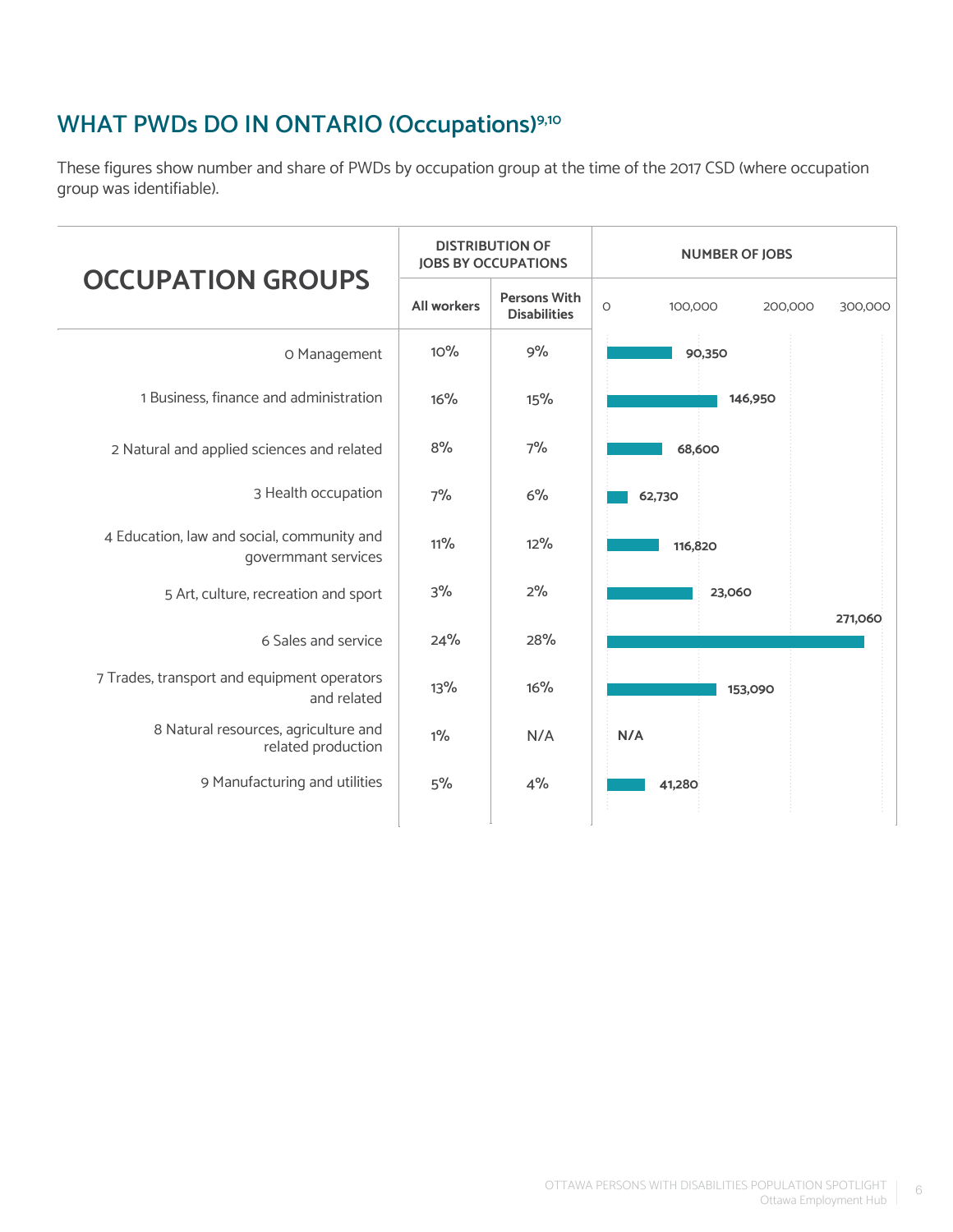## WHAT PWDs DO IN ONTARIO (Occupations)[9,10]

These figures show number and share of PWDs by occupation group at the time of the 2017 CSD (where occupation group was identifiable).

| OCCUPATION GROUPS | DISTRIBUTION OF JOBS BY OCCUPATIONS | | NUMBER OF JOBS |
|---|---|---|---|
| | All workers | Persons With Disabilities | |
| 0 Management | 10% | 9% | 90,350 |
| 1 Business, finance and administration | 16% | 15% | 146,950 |
| 2 Natural and applied sciences and related | 8% | 7% | 68,600 |
| 3 Health occupation | 7% | 6% | 62,730 |
| 4 Education, law and social, community and govermmant services | 11% | 12% | 116,820 |
| 5 Art, culture, recreation and sport | 3% | 2% | 23,060 |
| 6 Sales and service | 24% | 28% | 271,060 |
| 7 Trades, transport and equipment operators and related | 13% | 16% | 153,090 |
| 8 Natural resources, agriculture and related production | 1% | N/A | N/A |
| 9 Manufacturing and utilities | 5% | 4% | 41,280 |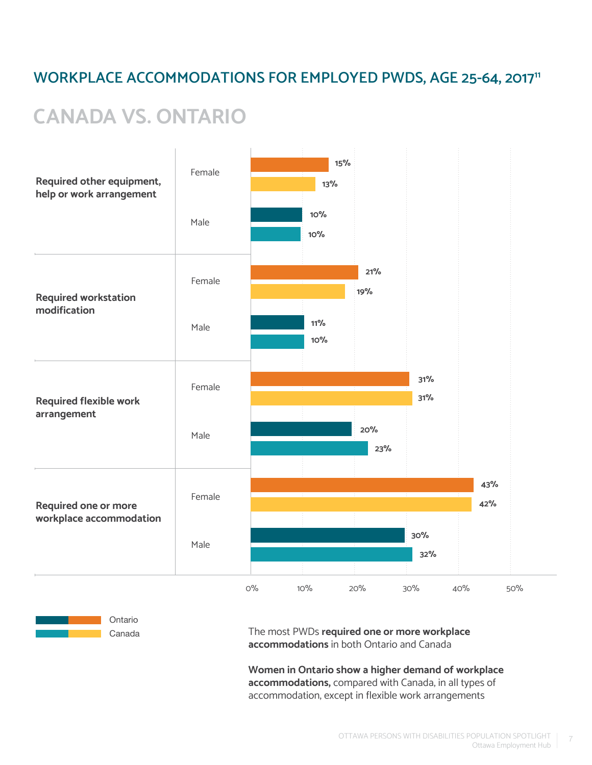## WORKPLACE ACCOMMODATIONS FOR EMPLOYED PWDS, AGE 25-64, 2017[11]

# CANADA VS. ONTARIO

| Accommodation | Sex | Ontario | Canada |
| --- | --- | --- | --- |
| Required other equipment, help or work arrangement | Female | 15% | 13% |
| | Male | 10% | 10% |
| Required workstation modification | Female | 21% | 19% |
| | Male | 11% | 10% |
| Required flexible work arrangement | Female | 31% | 31% |
| | Male | 20% | 23% |
| Required one or more workplace accommodation | Female | 43% | 42% |
| | Male | 30% | 32% |

The most PWDs **required one or more workplace accommodations** in both Ontario and Canada

**Women in Ontario show a higher demand of workplace accommodations,** compared with Canada, in all types of accommodation, except in flexible work arrangements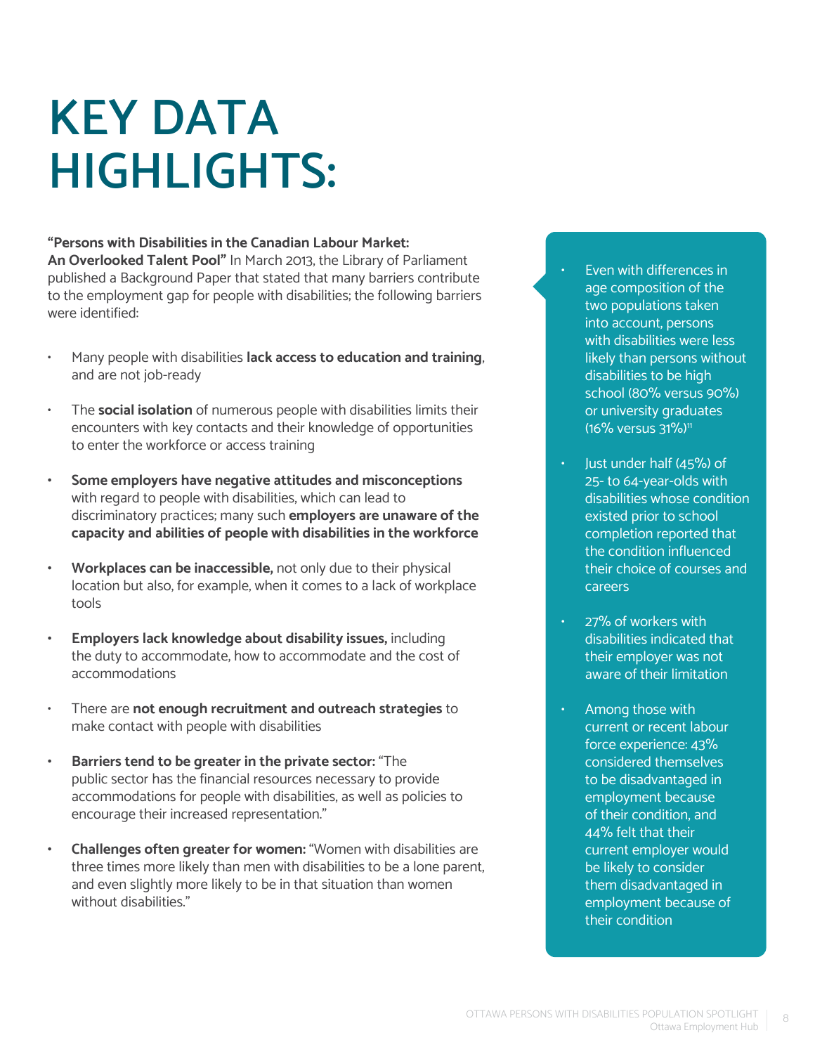# KEY DATA HIGHLIGHTS:

**"Persons with Disabilities in the Canadian Labour Market: An Overlooked Talent Pool"** In March 2013, the Library of Parliament published a Background Paper that stated that many barriers contribute to the employment gap for people with disabilities; the following barriers were identified:

- Many people with disabilities **lack access to education and training**, and are not job-ready
- The **social isolation** of numerous people with disabilities limits their encounters with key contacts and their knowledge of opportunities to enter the workforce or access training
- **Some employers have negative attitudes and misconceptions** with regard to people with disabilities, which can lead to discriminatory practices; many such **employers are unaware of the capacity and abilities of people with disabilities in the workforce**
- **Workplaces can be inaccessible,** not only due to their physical location but also, for example, when it comes to a lack of workplace tools
- **Employers lack knowledge about disability issues,** including the duty to accommodate, how to accommodate and the cost of accommodations
- There are **not enough recruitment and outreach strategies** to make contact with people with disabilities
- **Barriers tend to be greater in the private sector:** "The public sector has the financial resources necessary to provide accommodations for people with disabilities, as well as policies to encourage their increased representation."
- **Challenges often greater for women:** "Women with disabilities are three times more likely than men with disabilities to be a lone parent, and even slightly more likely to be in that situation than women without disabilities."

- Even with differences in age composition of the two populations taken into account, persons with disabilities were less likely than persons without disabilities to be high school (80% versus 90%) or university graduates (16% versus 31%)[11]
- Just under half (45%) of 25- to 64-year-olds with disabilities whose condition existed prior to school completion reported that the condition influenced their choice of courses and careers
- 27% of workers with disabilities indicated that their employer was not aware of their limitation
- Among those with current or recent labour force experience: 43% considered themselves to be disadvantaged in employment because of their condition, and 44% felt that their current employer would be likely to consider them disadvantaged in employment because of their condition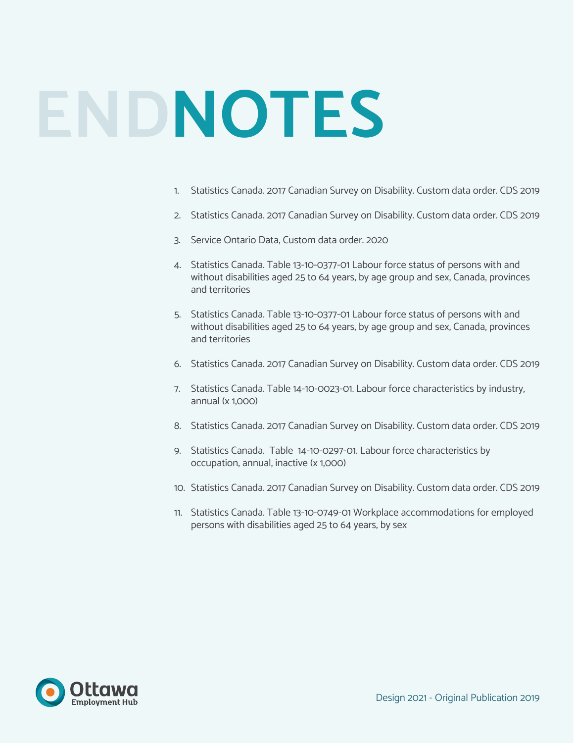# ENDNOTES

1. Statistics Canada. 2017 Canadian Survey on Disability. Custom data order. CDS 2019
2. Statistics Canada. 2017 Canadian Survey on Disability. Custom data order. CDS 2019
3. Service Ontario Data, Custom data order. 2020
4. Statistics Canada. Table 13-10-0377-01 Labour force status of persons with and without disabilities aged 25 to 64 years, by age group and sex, Canada, provinces and territories
5. Statistics Canada. Table 13-10-0377-01 Labour force status of persons with and without disabilities aged 25 to 64 years, by age group and sex, Canada, provinces and territories
6. Statistics Canada. 2017 Canadian Survey on Disability. Custom data order. CDS 2019
7. Statistics Canada. Table 14-10-0023-01. Labour force characteristics by industry, annual (x 1,000)
8. Statistics Canada. 2017 Canadian Survey on Disability. Custom data order. CDS 2019
9. Statistics Canada. Table 14-10-0297-01. Labour force characteristics by occupation, annual, inactive (x 1,000)
10. Statistics Canada. 2017 Canadian Survey on Disability. Custom data order. CDS 2019
11. Statistics Canada. Table 13-10-0749-01 Workplace accommodations for employed persons with disabilities aged 25 to 64 years, by sex

Ottawa Employment Hub

Design 2021 - Original Publication 2019